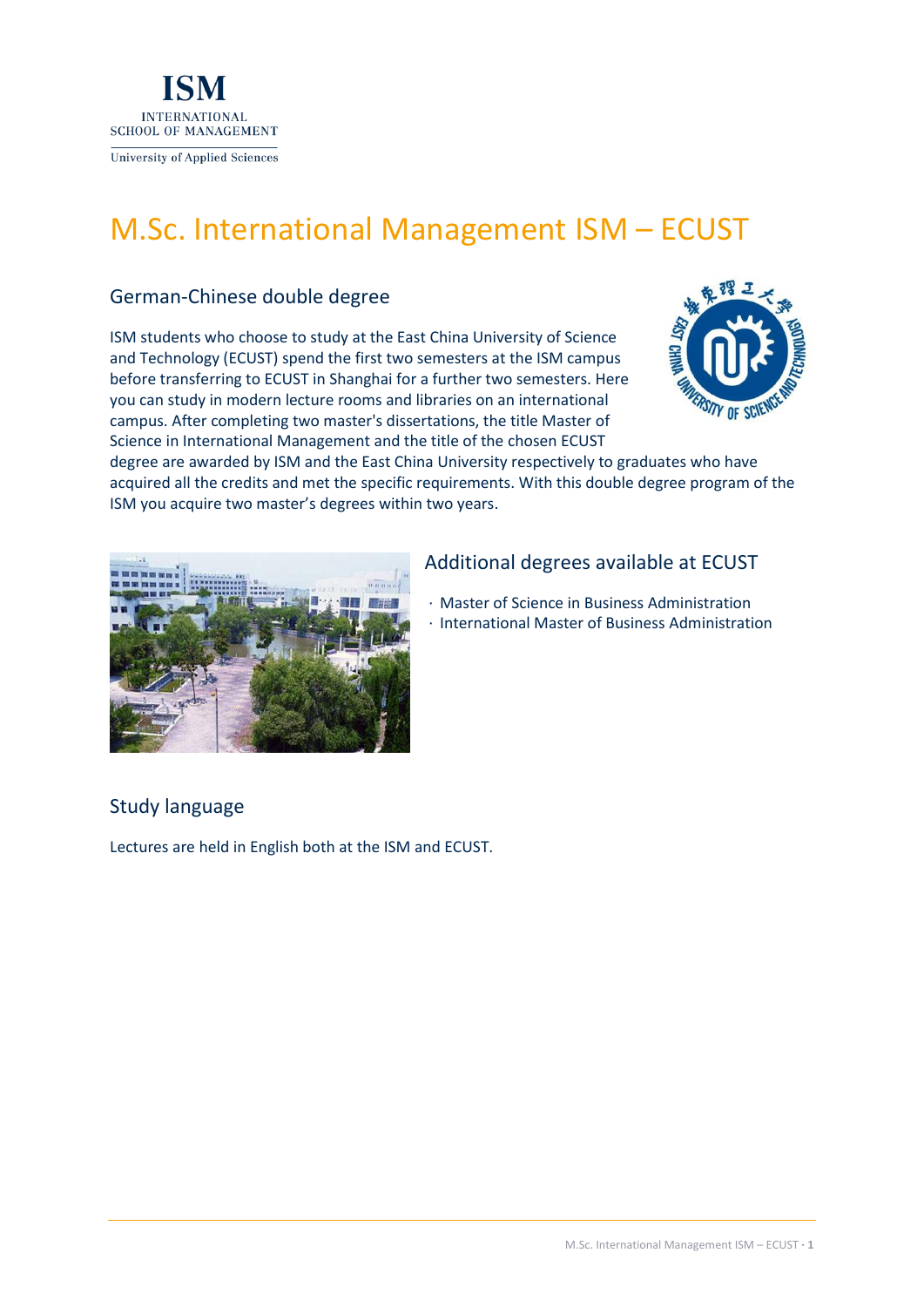ISM
INTERNATIONAL
SCHOOL OF MANAGEMENT
University of Applied Sciences

# M.Sc. International Management ISM – ECUST

## German-Chinese double degree

ISM students who choose to study at the East China University of Science and Technology (ECUST) spend the first two semesters at the ISM campus before transferring to ECUST in Shanghai for a further two semesters. Here you can study in modern lecture rooms and libraries on an international campus. After completing two master's dissertations, the title Master of Science in International Management and the title of the chosen ECUST degree are awarded by ISM and the East China University respectively to graduates who have acquired all the credits and met the specific requirements. With this double degree program of the ISM you acquire two master's degrees within two years.

## Additional degrees available at ECUST

- Master of Science in Business Administration
- International Master of Business Administration

## Study language

Lectures are held in English both at the ISM and ECUST.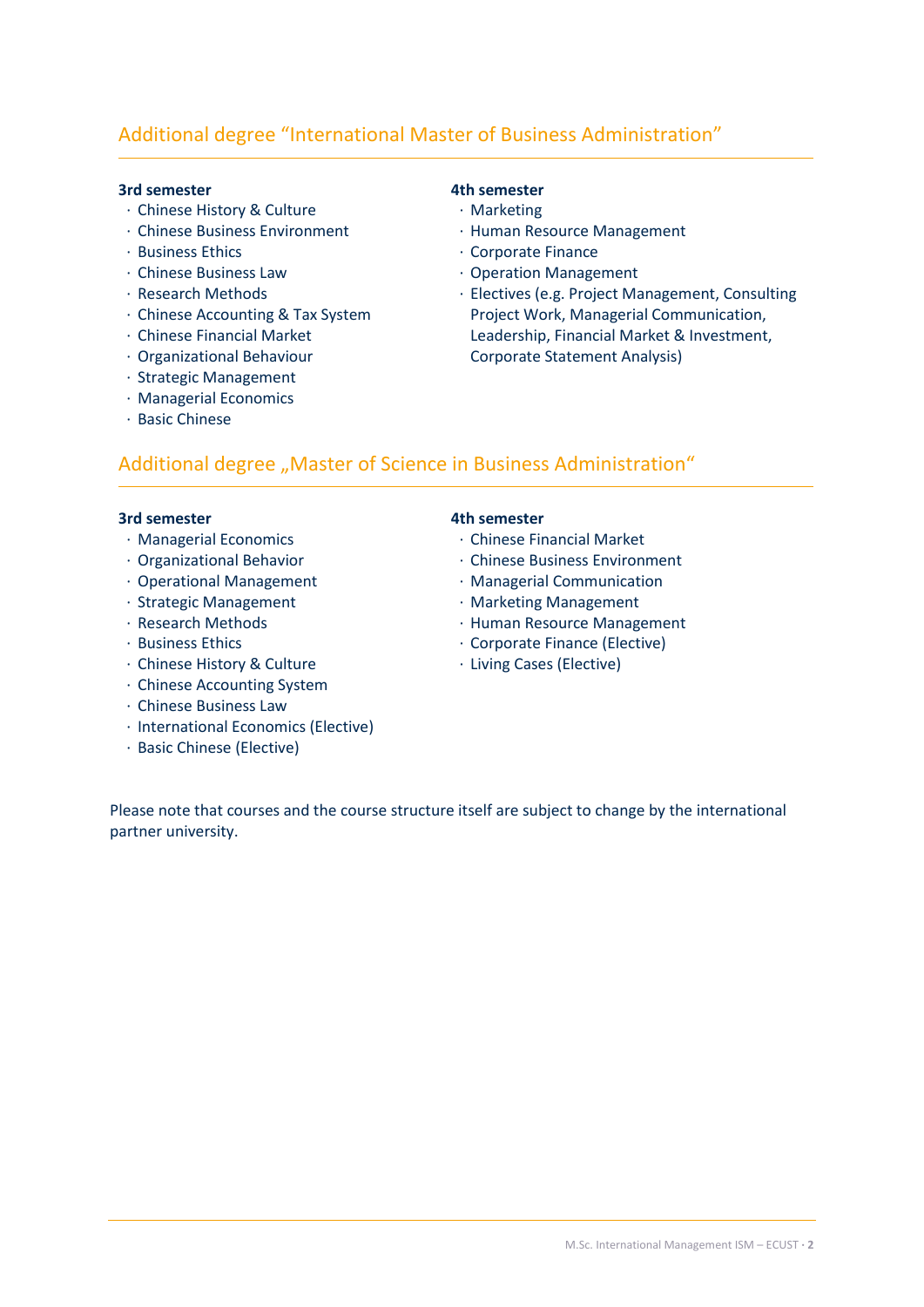## Additional degree “International Master of Business Administration”

**3rd semester**

- Chinese History & Culture
- Chinese Business Environment
- Business Ethics
- Chinese Business Law
- Research Methods
- Chinese Accounting & Tax System
- Chinese Financial Market
- Organizational Behaviour
- Strategic Management
- Managerial Economics
- Basic Chinese

**4th semester**

- Marketing
- Human Resource Management
- Corporate Finance
- Operation Management
- Electives (e.g. Project Management, Consulting Project Work, Managerial Communication, Leadership, Financial Market & Investment, Corporate Statement Analysis)

## Additional degree „Master of Science in Business Administration“

**3rd semester**

- Managerial Economics
- Organizational Behavior
- Operational Management
- Strategic Management
- Research Methods
- Business Ethics
- Chinese History & Culture
- Chinese Accounting System
- Chinese Business Law
- International Economics (Elective)
- Basic Chinese (Elective)

**4th semester**

- Chinese Financial Market
- Chinese Business Environment
- Managerial Communication
- Marketing Management
- Human Resource Management
- Corporate Finance (Elective)
- Living Cases (Elective)

Please note that courses and the course structure itself are subject to change by the international partner university.